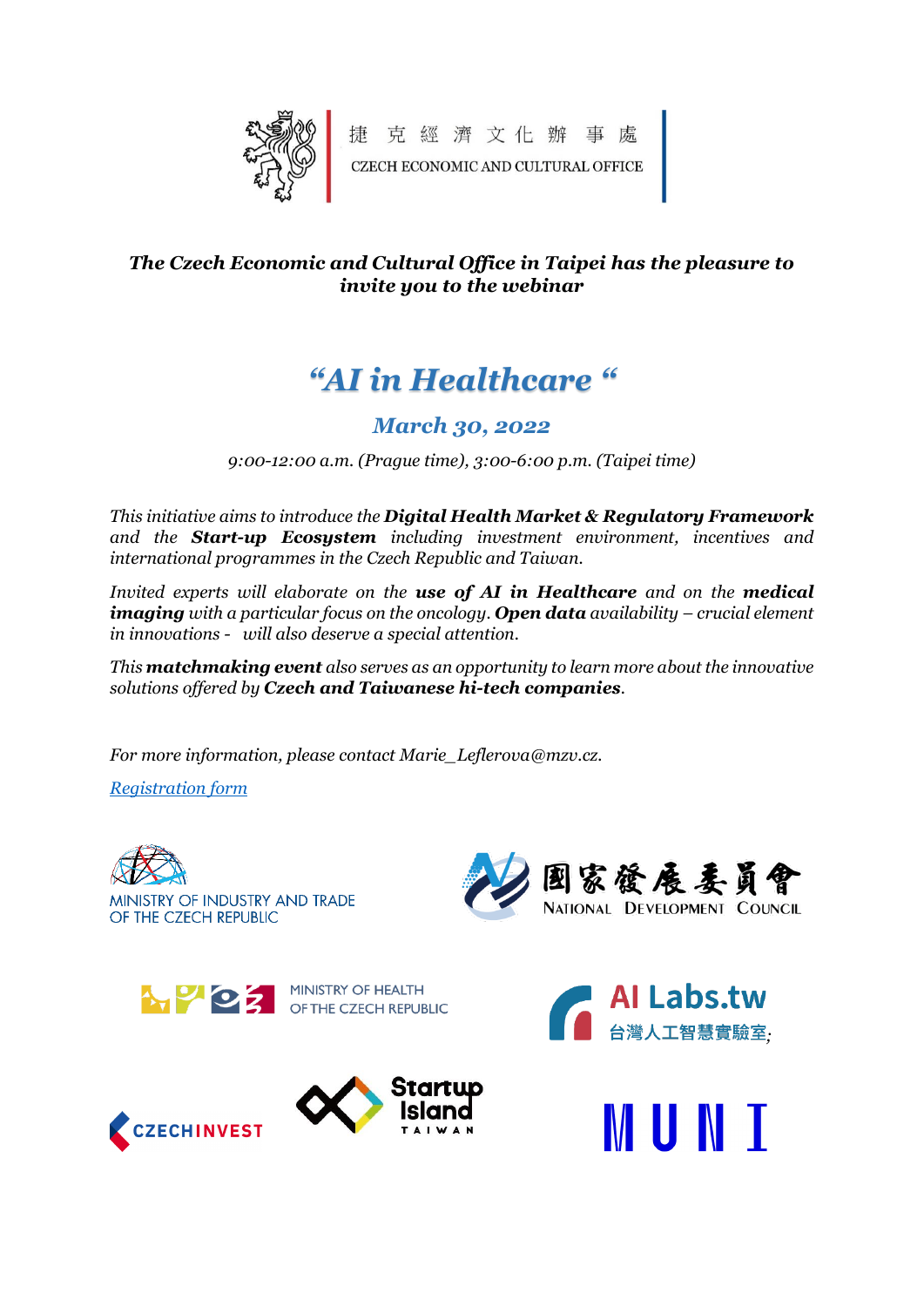捷 克 經 濟 文 化 辦 事 處

CZECH ECONOMIC AND CULTURAL OFFICE

***The Czech Economic and Cultural Office in Taipei has the pleasure to invite you to the webinar***

# *"AI in Healthcare "*

## *March 30, 2022*

*9:00-12:00 a.m. (Prague time), 3:00-6:00 p.m. (Taipei time)*

*This initiative aims to introduce the **Digital Health Market & Regulatory Framework** and the **Start-up Ecosystem** including investment environment, incentives and international programmes in the Czech Republic and Taiwan.*

*Invited experts will elaborate on the **use of AI in Healthcare** and on the **medical imaging** with a particular focus on the oncology. **Open data** availability – crucial element in innovations - will also deserve a special attention.*

*This **matchmaking event** also serves as an opportunity to learn more about the innovative solutions offered by **Czech and Taiwanese hi-tech companies**.*

*For more information, please contact Marie_Leflerova@mzv.cz.*

*Registration form*

MINISTRY OF INDUSTRY AND TRADE OF THE CZECH REPUBLIC

國家發展委員會 NATIONAL DEVELOPMENT COUNCIL

MINISTRY OF HEALTH OF THE CZECH REPUBLIC

AI Labs.tw 台灣人工智慧實驗室

CZECHINVEST

Startup Island TAIWAN

MUNI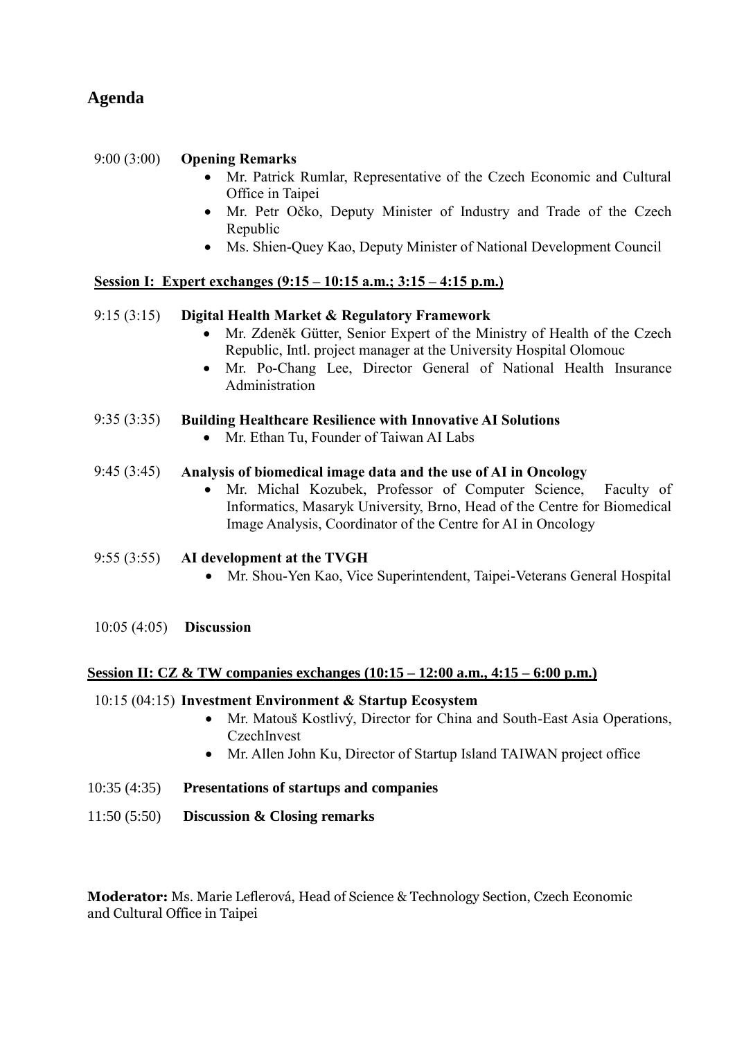## Agenda

9:00 (3:00) **Opening Remarks**

- Mr. Patrick Rumlar, Representative of the Czech Economic and Cultural Office in Taipei
- Mr. Petr Očko, Deputy Minister of Industry and Trade of the Czech Republic
- Ms. Shien-Quey Kao, Deputy Minister of National Development Council

**Session I: Expert exchanges (9:15 – 10:15 a.m.; 3:15 – 4:15 p.m.)**

9:15 (3:15) **Digital Health Market & Regulatory Framework**

- Mr. Zdeněk Gütter, Senior Expert of the Ministry of Health of the Czech Republic, Intl. project manager at the University Hospital Olomouc
- Mr. Po-Chang Lee, Director General of National Health Insurance Administration

9:35 (3:35) **Building Healthcare Resilience with Innovative AI Solutions**

- Mr. Ethan Tu, Founder of Taiwan AI Labs

9:45 (3:45) **Analysis of biomedical image data and the use of AI in Oncology**

- Mr. Michal Kozubek, Professor of Computer Science, Faculty of Informatics, Masaryk University, Brno, Head of the Centre for Biomedical Image Analysis, Coordinator of the Centre for AI in Oncology

9:55 (3:55) **AI development at the TVGH**

- Mr. Shou-Yen Kao, Vice Superintendent, Taipei-Veterans General Hospital

10:05 (4:05) **Discussion**

**Session II: CZ & TW companies exchanges (10:15 – 12:00 a.m., 4:15 – 6:00 p.m.)**

10:15 (04:15) **Investment Environment & Startup Ecosystem**

- Mr. Matouš Kostlivý, Director for China and South-East Asia Operations, CzechInvest
- Mr. Allen John Ku, Director of Startup Island TAIWAN project office

10:35 (4:35) **Presentations of startups and companies**

11:50 (5:50) **Discussion & Closing remarks**

**Moderator:** Ms. Marie Leflerová, Head of Science & Technology Section, Czech Economic and Cultural Office in Taipei